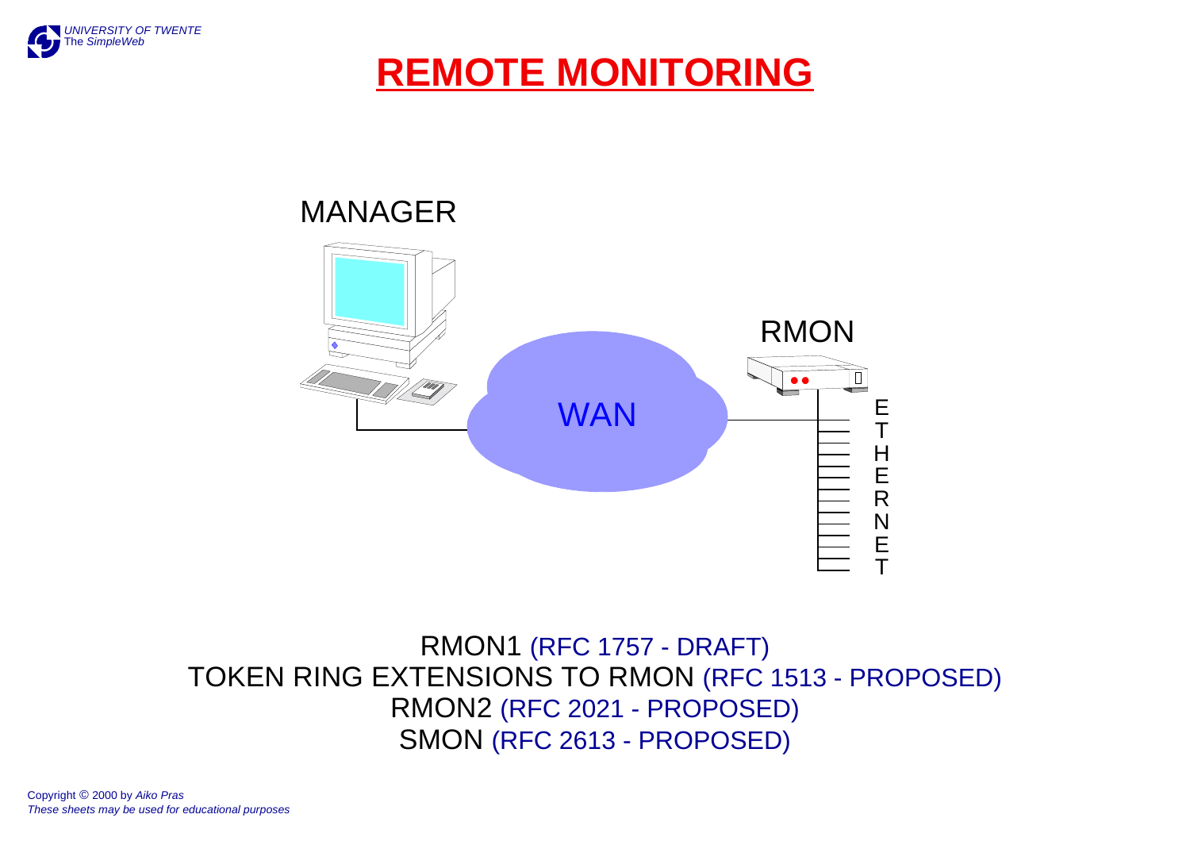# REMOTE MONITORING

MANAGER

RMON

WAN

ETHERNET

RMON1 (RFC 1757 - DRAFT)
TOKEN RING EXTENSIONS TO RMON (RFC 1513 - PROPOSED)
RMON2 (RFC 2021 - PROPOSED)
SMON (RFC 2613 - PROPOSED)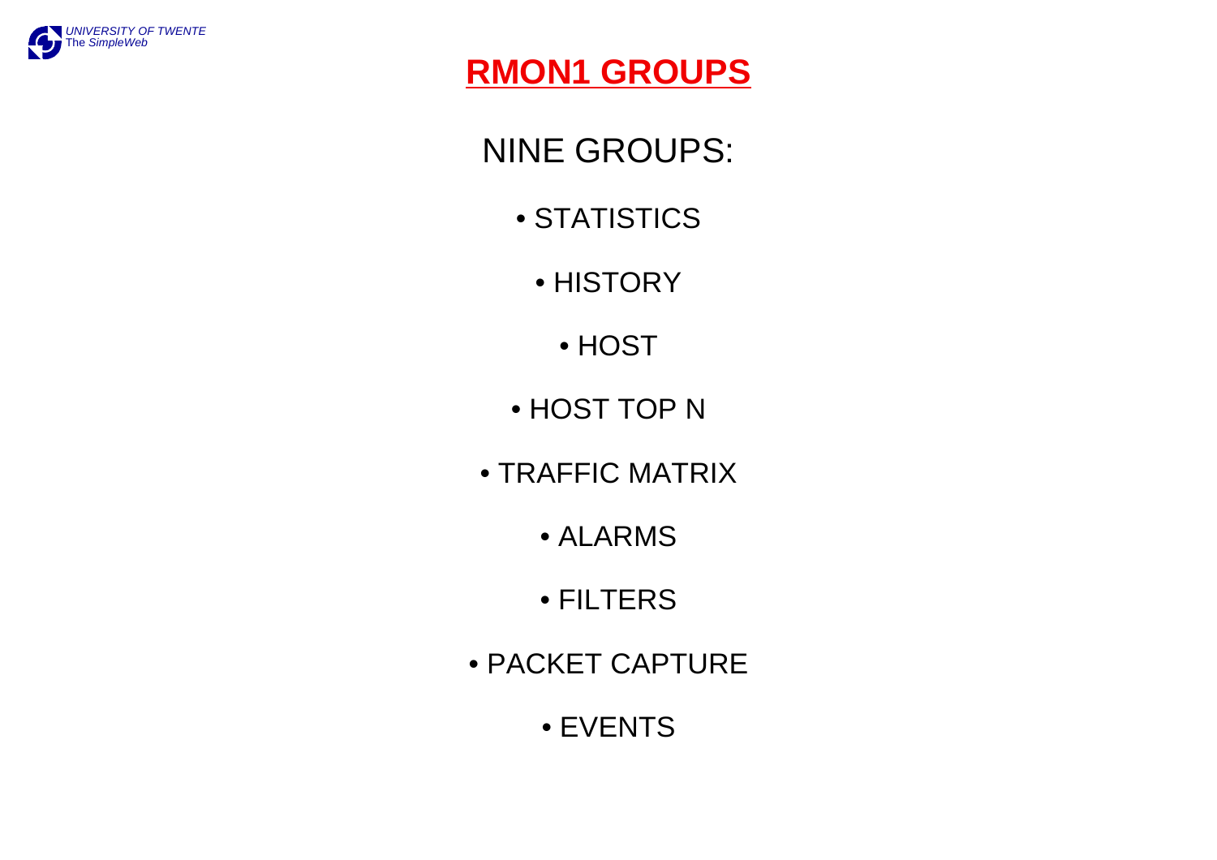# RMON1 GROUPS

NINE GROUPS:

- STATISTICS
- HISTORY
- HOST
- HOST TOP N
- TRAFFIC MATRIX
- ALARMS
- FILTERS
- PACKET CAPTURE
- EVENTS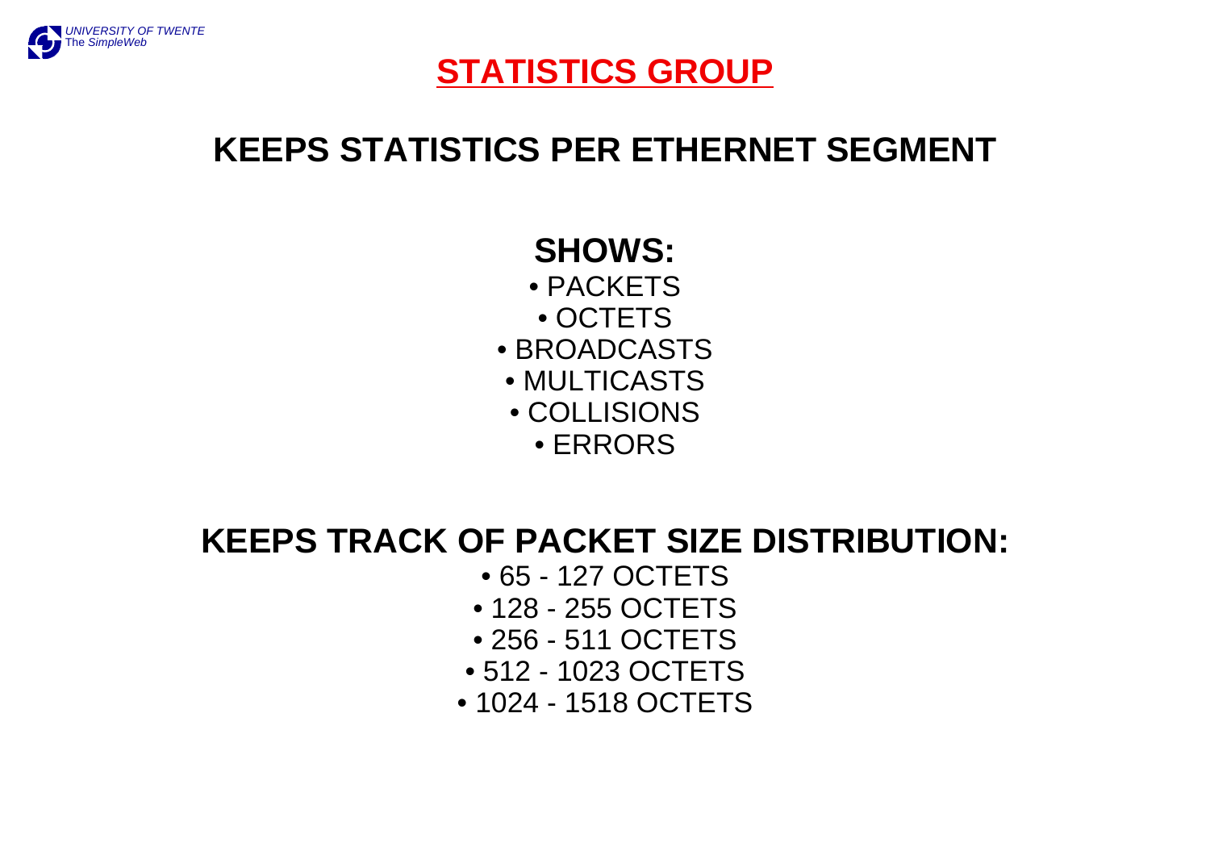# STATISTICS GROUP

## KEEPS STATISTICS PER ETHERNET SEGMENT

### SHOWS:

- PACKETS
- OCTETS
- BROADCASTS
- MULTICASTS
- COLLISIONS
- ERRORS

## KEEPS TRACK OF PACKET SIZE DISTRIBUTION:

- 65 - 127 OCTETS
- 128 - 255 OCTETS
- 256 - 511 OCTETS
- 512 - 1023 OCTETS
- 1024 - 1518 OCTETS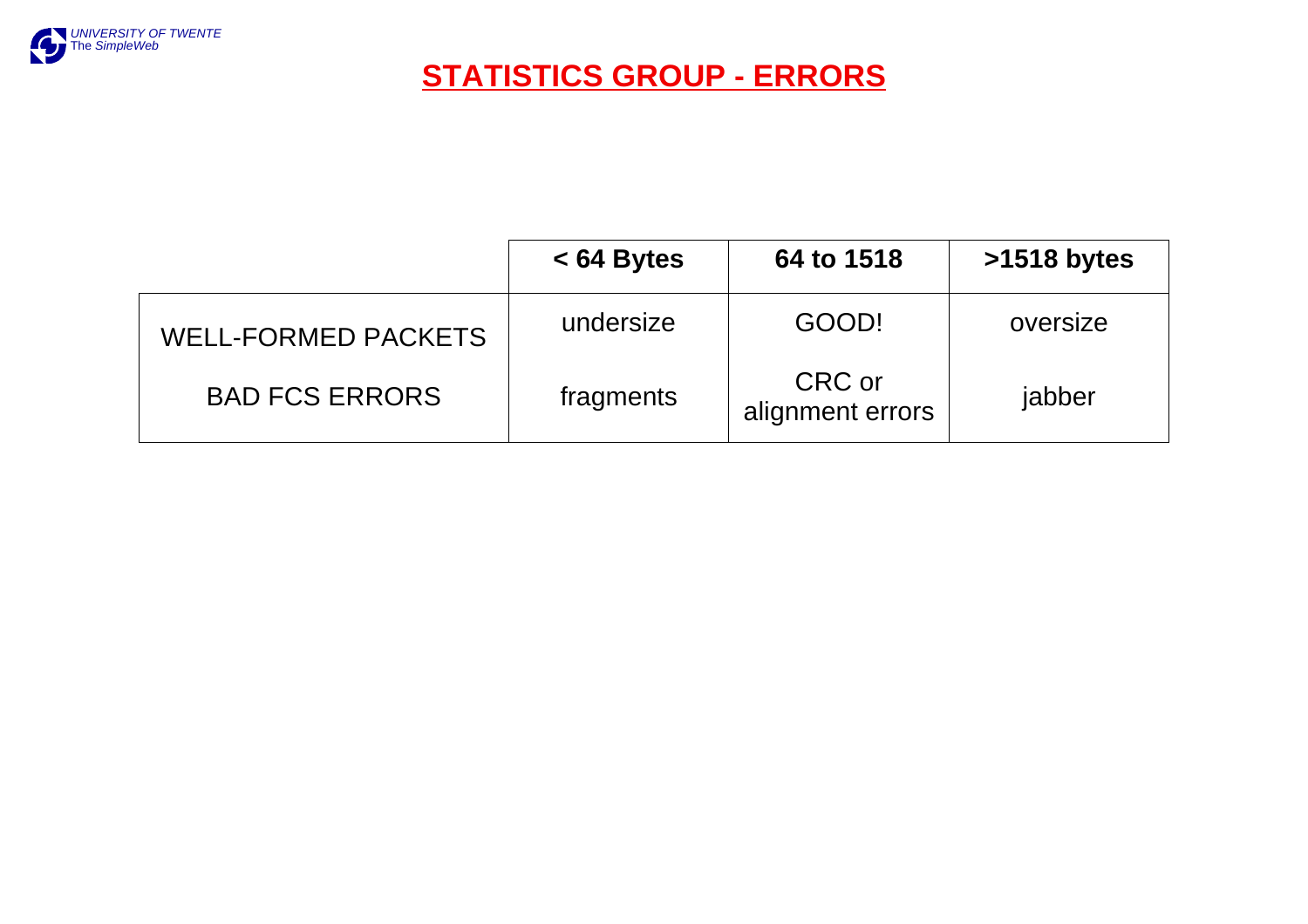# STATISTICS GROUP - ERRORS

| | < 64 Bytes | 64 to 1518 | >1518 bytes |
|---|---|---|---|
| WELL-FORMED PACKETS | undersize | GOOD! | oversize |
| BAD FCS ERRORS | fragments | CRC or alignment errors | jabber |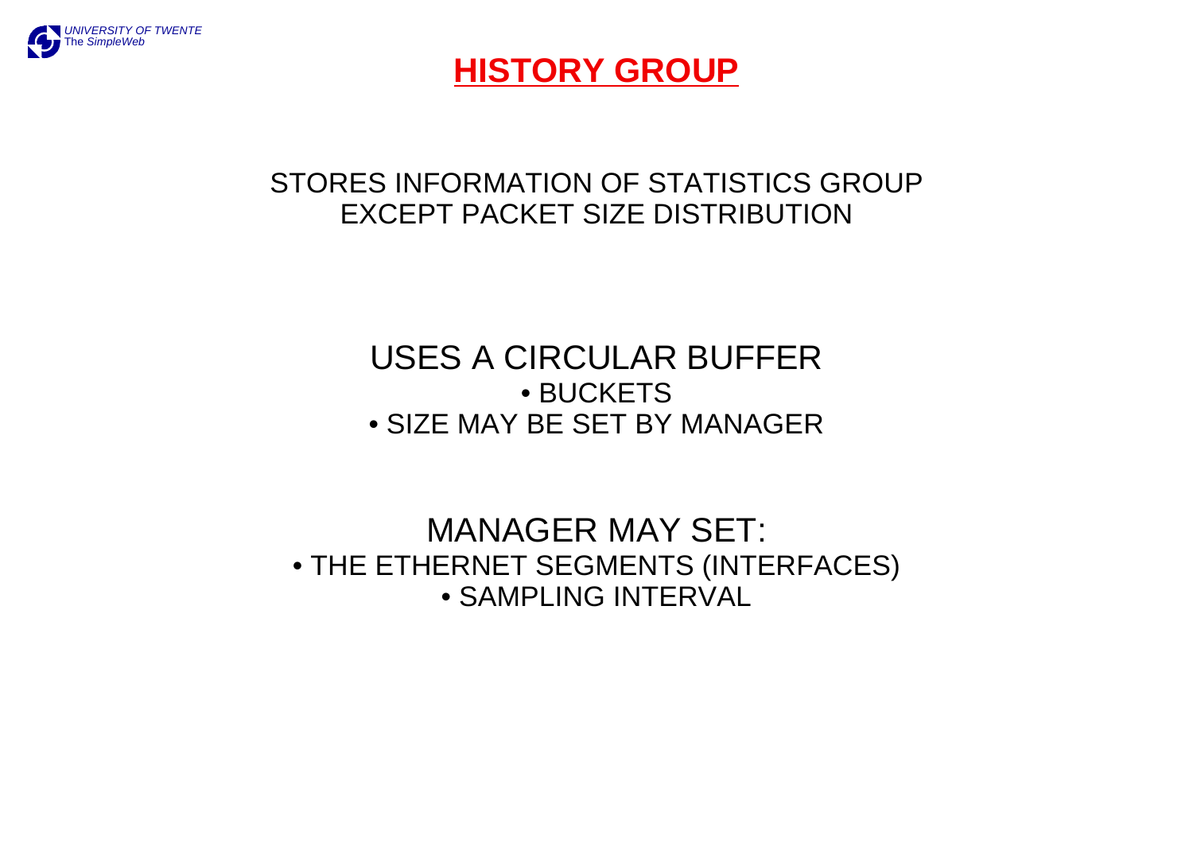# HISTORY GROUP

STORES INFORMATION OF STATISTICS GROUP
EXCEPT PACKET SIZE DISTRIBUTION

USES A CIRCULAR BUFFER

- BUCKETS
- SIZE MAY BE SET BY MANAGER

MANAGER MAY SET:

- THE ETHERNET SEGMENTS (INTERFACES)
- SAMPLING INTERVAL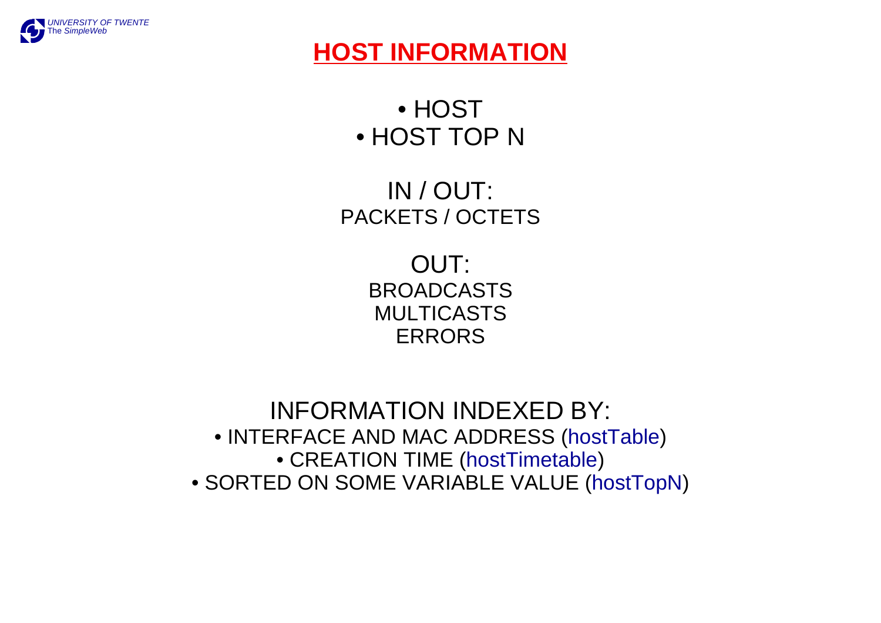# HOST INFORMATION

- HOST
- HOST TOP N

IN / OUT:
PACKETS / OCTETS

OUT:
BROADCASTS
MULTICASTS
ERRORS

INFORMATION INDEXED BY:

- INTERFACE AND MAC ADDRESS (hostTable)
- CREATION TIME (hostTimetable)
- SORTED ON SOME VARIABLE VALUE (hostTopN)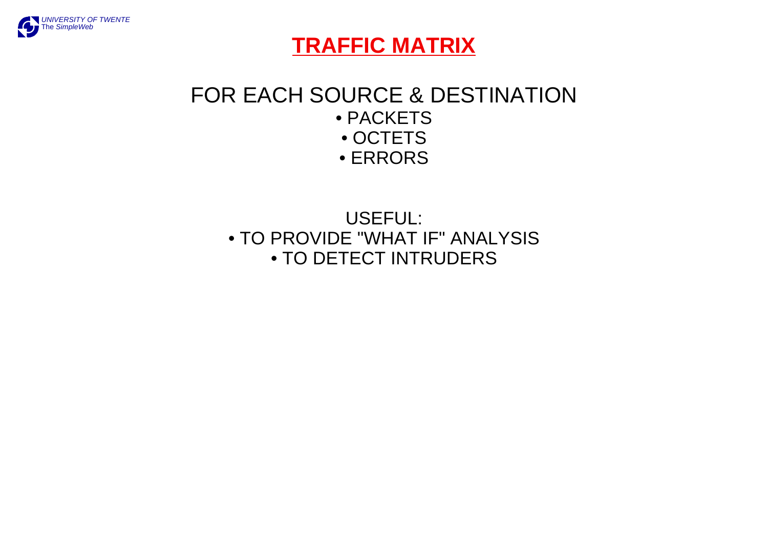# TRAFFIC MATRIX

FOR EACH SOURCE & DESTINATION

- PACKETS
- OCTETS
- ERRORS

USEFUL:

- TO PROVIDE "WHAT IF" ANALYSIS
- TO DETECT INTRUDERS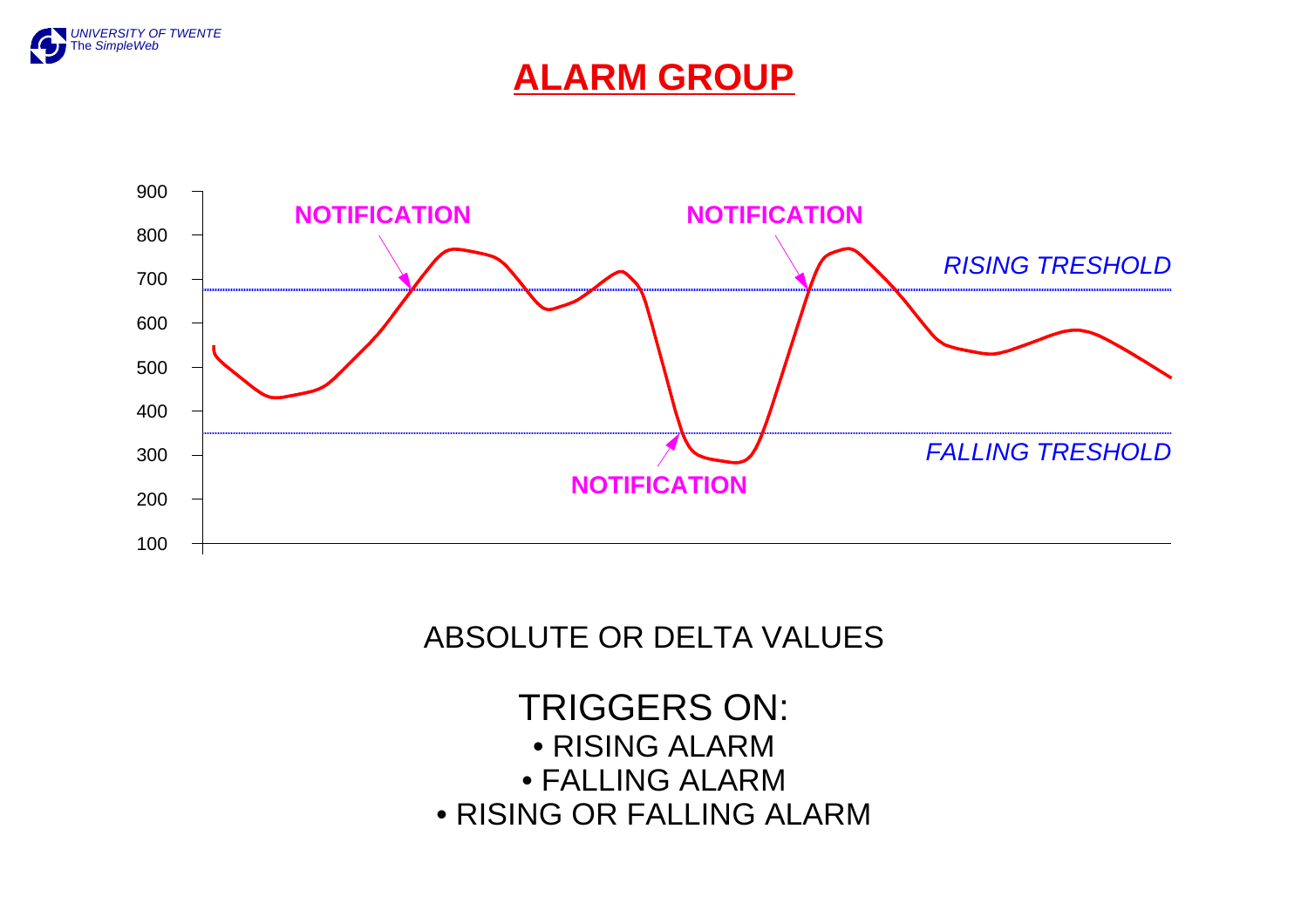# ALARM GROUP

900
800
700
600
500
400
300
200
100

NOTIFICATION

NOTIFICATION

NOTIFICATION

*RISING TRESHOLD*

*FALLING TRESHOLD*

ABSOLUTE OR DELTA VALUES

TRIGGERS ON:

- RISING ALARM
- FALLING ALARM
- RISING OR FALLING ALARM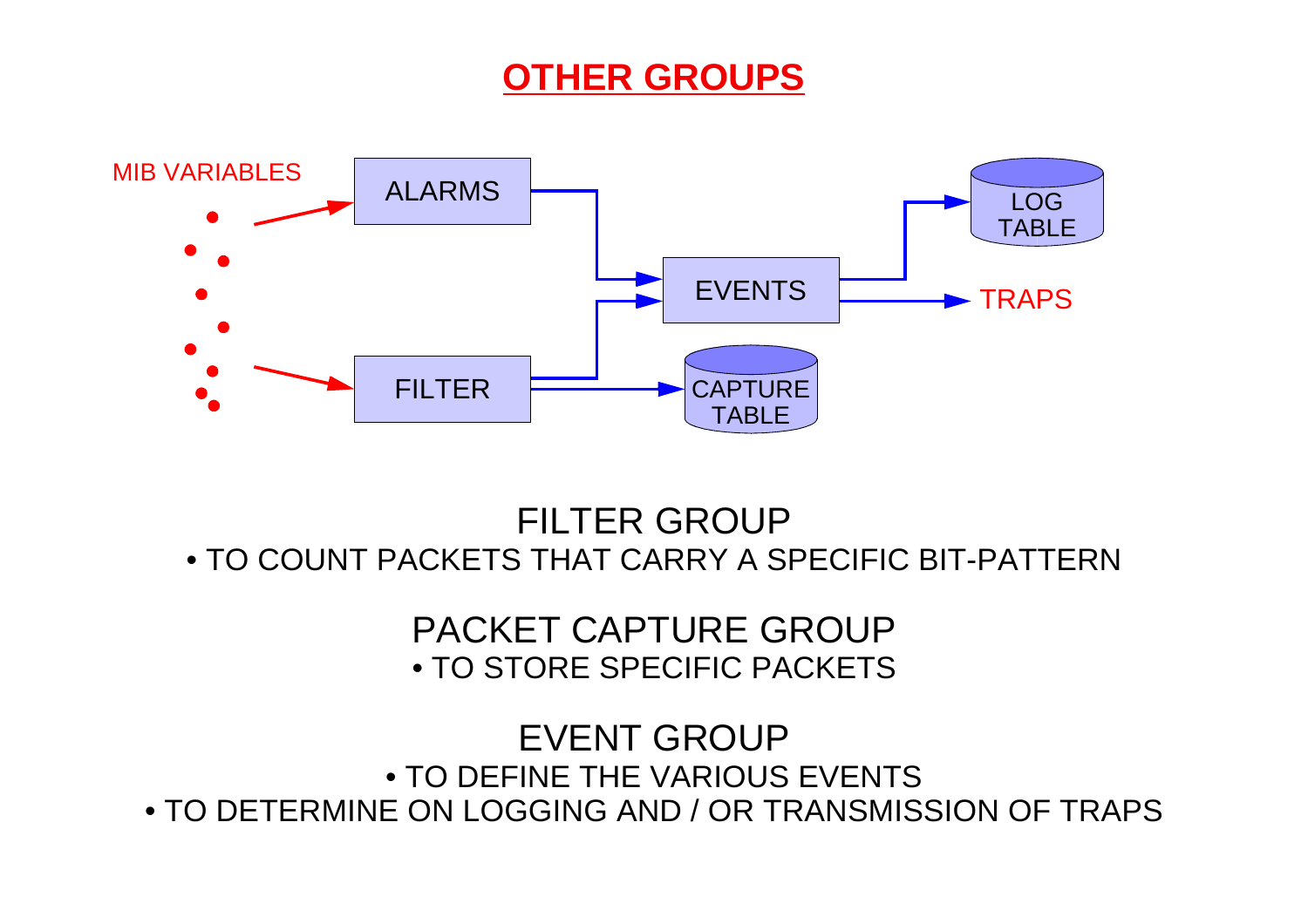# OTHER GROUPS

MIB VARIABLES

ALARMS

FILTER

EVENTS

LOG TABLE

TRAPS

CAPTURE TABLE

## FILTER GROUP

- TO COUNT PACKETS THAT CARRY A SPECIFIC BIT-PATTERN

## PACKET CAPTURE GROUP

- TO STORE SPECIFIC PACKETS

## EVENT GROUP

- TO DEFINE THE VARIOUS EVENTS
- TO DETERMINE ON LOGGING AND / OR TRANSMISSION OF TRAPS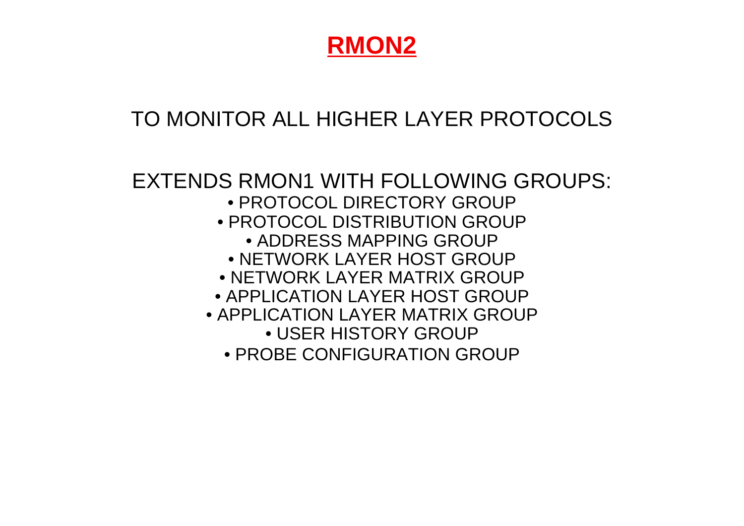# RMON2

TO MONITOR ALL HIGHER LAYER PROTOCOLS

EXTENDS RMON1 WITH FOLLOWING GROUPS:

- PROTOCOL DIRECTORY GROUP
- PROTOCOL DISTRIBUTION GROUP
- ADDRESS MAPPING GROUP
- NETWORK LAYER HOST GROUP
- NETWORK LAYER MATRIX GROUP
- APPLICATION LAYER HOST GROUP
- APPLICATION LAYER MATRIX GROUP
- USER HISTORY GROUP
- PROBE CONFIGURATION GROUP